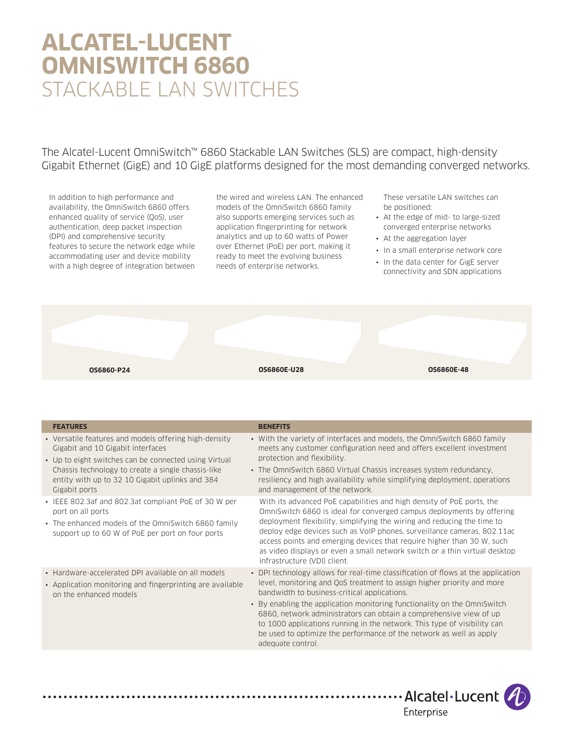# ALCATEL-LUCENT OMNISWITCH 6860 STACKABLE LAN SWITCHES

The Alcatel-Lucent OmniSwitch™ 6860 Stackable LAN Switches (SLS) are compact, high-density Gigabit Ethernet (GigE) and 10 GigE platforms designed for the most demanding converged networks.

In addition to high performance and availability, the OmniSwitch 6860 offers enhanced quality of service (QoS), user authentication, deep packet inspection (DPI) and comprehensive security features to secure the network edge while accommodating user and device mobility with a high degree of integration between the wired and wireless LAN. The enhanced models of the OmniSwitch 6860 family also supports emerging services such as application fingerprinting for network analytics and up to 60 watts of Power over Ethernet (PoE) per port, making it ready to meet the evolving business needs of enterprise networks.

These versatile LAN switches can be positioned:

- At the edge of mid- to large-sized converged enterprise networks
- At the aggregation layer
- In a small enterprise network core
- In the data center for GigE server connectivity and SDN applications

**OS6860-P24** **OS6860E-U28** **OS6860E-48**

| FEATURES | BENEFITS |
|---|---|
| • Versatile features and models offering high-density Gigabit and 10 Gigabit interfaces<br>• Up to eight switches can be connected using Virtual Chassis technology to create a single chassis-like entity with up to 32 10 Gigabit uplinks and 384 Gigabit ports | • With the variety of interfaces and models, the OmniSwitch 6860 family meets any customer configuration need and offers excellent investment protection and flexibility.<br>• The OmniSwitch 6860 Virtual Chassis increases system redundancy, resiliency and high availability while simplifying deployment, operations and management of the network. |
| • IEEE 802.3af and 802.3at compliant PoE of 30 W per port on all ports<br>• The enhanced models of the OmniSwitch 6860 family support up to 60 W of PoE per port on four ports | With its advanced PoE capabilities and high density of PoE ports, the OmniSwitch 6860 is ideal for converged campus deployments by offering deployment flexibility, simplifying the wiring and reducing the time to deploy edge devices such as VoIP phones, surveillance cameras, 802.11ac access points and emerging devices that require higher than 30 W, such as video displays or even a small network switch or a thin virtual desktop infrastructure (VDI) client. |
| • Hardware-accelerated DPI available on all models<br>• Application monitoring and fingerprinting are available on the enhanced models | • DPI technology allows for real-time classification of flows at the application level, monitoring and QoS treatment to assign higher priority and more bandwidth to business-critical applications.<br>• By enabling the application monitoring functionality on the OmniSwitch 6860, network administrators can obtain a comprehensive view of up to 1000 applications running in the network. This type of visibility can be used to optimize the performance of the network as well as apply adequate control. |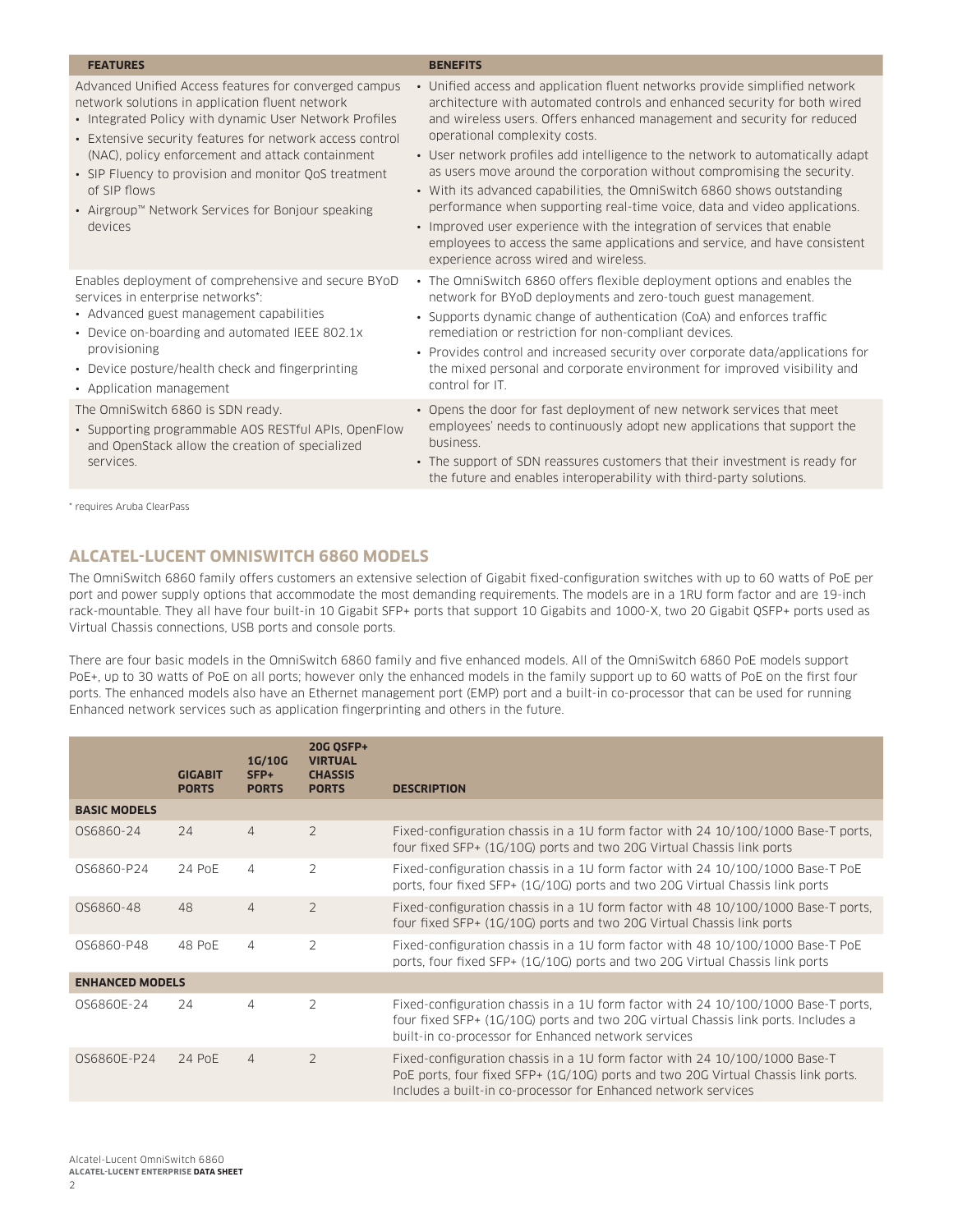| FEATURES | BENEFITS |
| --- | --- |
| Advanced Unified Access features for converged campus network solutions in application fluent network<br>• Integrated Policy with dynamic User Network Profiles<br>• Extensive security features for network access control (NAC), policy enforcement and attack containment<br>• SIP Fluency to provision and monitor QoS treatment of SIP flows<br>• Airgroup™ Network Services for Bonjour speaking devices | • Unified access and application fluent networks provide simplified network architecture with automated controls and enhanced security for both wired and wireless users. Offers enhanced management and security for reduced operational complexity costs.<br>• User network profiles add intelligence to the network to automatically adapt as users move around the corporation without compromising the security.<br>• With its advanced capabilities, the OmniSwitch 6860 shows outstanding performance when supporting real-time voice, data and video applications.<br>• Improved user experience with the integration of services that enable employees to access the same applications and service, and have consistent experience across wired and wireless. |
| Enables deployment of comprehensive and secure BYoD services in enterprise networks*:<br>• Advanced guest management capabilities<br>• Device on-boarding and automated IEEE 802.1x provisioning<br>• Device posture/health check and fingerprinting<br>• Application management | • The OmniSwitch 6860 offers flexible deployment options and enables the network for BYoD deployments and zero-touch guest management.<br>• Supports dynamic change of authentication (CoA) and enforces traffic remediation or restriction for non-compliant devices.<br>• Provides control and increased security over corporate data/applications for the mixed personal and corporate environment for improved visibility and control for IT. |
| The OmniSwitch 6860 is SDN ready.<br>• Supporting programmable AOS RESTful APIs, OpenFlow and OpenStack allow the creation of specialized services. | • Opens the door for fast deployment of new network services that meet employees' needs to continuously adopt new applications that support the business.<br>• The support of SDN reassures customers that their investment is ready for the future and enables interoperability with third-party solutions. |

\* requires Aruba ClearPass

## ALCATEL-LUCENT OMNISWITCH 6860 MODELS

The OmniSwitch 6860 family offers customers an extensive selection of Gigabit fixed-configuration switches with up to 60 watts of PoE per port and power supply options that accommodate the most demanding requirements. The models are in a 1RU form factor and are 19-inch rack-mountable. They all have four built-in 10 Gigabit SFP+ ports that support 10 Gigabits and 1000-X, two 20 Gigabit QSFP+ ports used as Virtual Chassis connections, USB ports and console ports.

There are four basic models in the OmniSwitch 6860 family and five enhanced models. All of the OmniSwitch 6860 PoE models support PoE+, up to 30 watts of PoE on all ports; however only the enhanced models in the family support up to 60 watts of PoE on the first four ports. The enhanced models also have an Ethernet management port (EMP) port and a built-in co-processor that can be used for running Enhanced network services such as application fingerprinting and others in the future.

| | GIGABIT PORTS | 1G/10G SFP+ PORTS | 20G QSFP+ VIRTUAL CHASSIS PORTS | DESCRIPTION |
| --- | --- | --- | --- | --- |
| **BASIC MODELS** | | | | |
| OS6860-24 | 24 | 4 | 2 | Fixed-configuration chassis in a 1U form factor with 24 10/100/1000 Base-T ports, four fixed SFP+ (1G/10G) ports and two 20G Virtual Chassis link ports |
| OS6860-P24 | 24 PoE | 4 | 2 | Fixed-configuration chassis in a 1U form factor with 24 10/100/1000 Base-T PoE ports, four fixed SFP+ (1G/10G) ports and two 20G Virtual Chassis link ports |
| OS6860-48 | 48 | 4 | 2 | Fixed-configuration chassis in a 1U form factor with 48 10/100/1000 Base-T ports, four fixed SFP+ (1G/10G) ports and two 20G Virtual Chassis link ports |
| OS6860-P48 | 48 PoE | 4 | 2 | Fixed-configuration chassis in a 1U form factor with 48 10/100/1000 Base-T PoE ports, four fixed SFP+ (1G/10G) ports and two 20G Virtual Chassis link ports |
| **ENHANCED MODELS** | | | | |
| OS6860E-24 | 24 | 4 | 2 | Fixed-configuration chassis in a 1U form factor with 24 10/100/1000 Base-T ports, four fixed SFP+ (1G/10G) ports and two 20G Virtual Chassis link ports. Includes a built-in co-processor for Enhanced network services |
| OS6860E-P24 | 24 PoE | 4 | 2 | Fixed-configuration chassis in a 1U form factor with 24 10/100/1000 Base-T PoE ports, four fixed SFP+ (1G/10G) ports and two 20G Virtual Chassis link ports. Includes a built-in co-processor for Enhanced network services |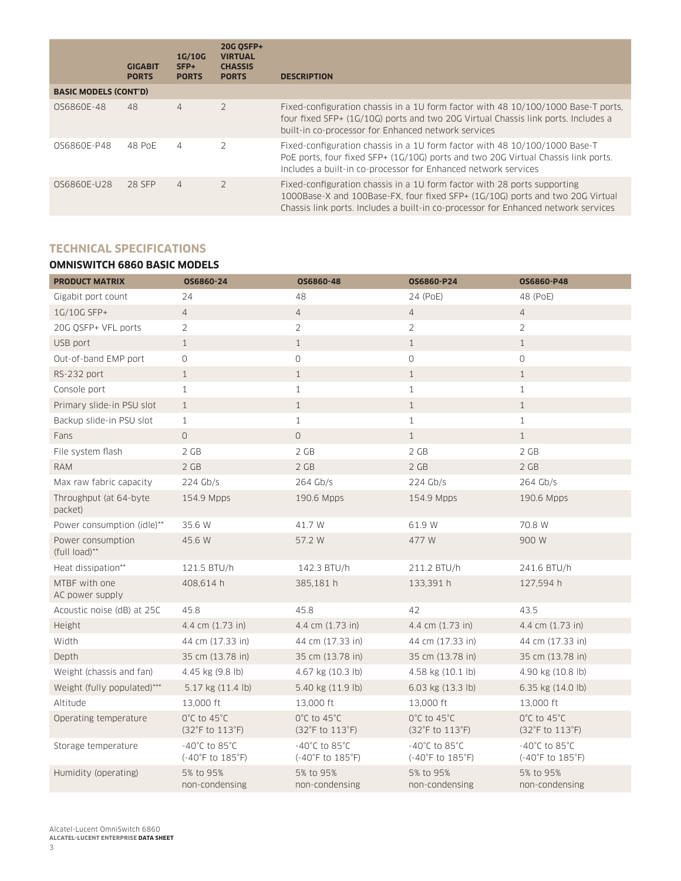| | GIGABIT PORTS | 1G/10G SFP+ PORTS | 20G QSFP+ VIRTUAL CHASSIS PORTS | DESCRIPTION |
|---|---|---|---|---|
| **BASIC MODELS (CONT'D)** | | | | |
| OS6860E-48 | 48 | 4 | 2 | Fixed-configuration chassis in a 1U form factor with 48 10/100/1000 Base-T ports, four fixed SFP+ (1G/10G) ports and two 20G Virtual Chassis link ports. Includes a built-in co-processor for Enhanced network services |
| OS6860E-P48 | 48 PoE | 4 | 2 | Fixed-configuration chassis in a 1U form factor with 48 10/100/1000 Base-T PoE ports, four fixed SFP+ (1G/10G) ports and two 20G Virtual Chassis link ports. Includes a built-in co-processor for Enhanced network services |
| OS6860E-U28 | 28 SFP | 4 | 2 | Fixed-configuration chassis in a 1U form factor with 28 ports supporting 1000Base-X and 100Base-FX, four fixed SFP+ (1G/10G) ports and two 20G Virtual Chassis link ports. Includes a built-in co-processor for Enhanced network services |

## TECHNICAL SPECIFICATIONS

### OMNISWITCH 6860 BASIC MODELS

| PRODUCT MATRIX | OS6860-24 | OS6860-48 | OS6860-P24 | OS6860-P48 |
|---|---|---|---|---|
| Gigabit port count | 24 | 48 | 24 (PoE) | 48 (PoE) |
| 1G/10G SFP+ | 4 | 4 | 4 | 4 |
| 20G QSFP+ VFL ports | 2 | 2 | 2 | 2 |
| USB port | 1 | 1 | 1 | 1 |
| Out-of-band EMP port | 0 | 0 | 0 | 0 |
| RS-232 port | 1 | 1 | 1 | 1 |
| Console port | 1 | 1 | 1 | 1 |
| Primary slide-in PSU slot | 1 | 1 | 1 | 1 |
| Backup slide-in PSU slot | 1 | 1 | 1 | 1 |
| Fans | 0 | 0 | 1 | 1 |
| File system flash | 2 GB | 2 GB | 2 GB | 2 GB |
| RAM | 2 GB | 2 GB | 2 GB | 2 GB |
| Max raw fabric capacity | 224 Gb/s | 264 Gb/s | 224 Gb/s | 264 Gb/s |
| Throughput (at 64-byte packet) | 154.9 Mpps | 190.6 Mpps | 154.9 Mpps | 190.6 Mpps |
| Power consumption (idle)** | 35.6 W | 41.7 W | 61.9 W | 70.8 W |
| Power consumption (full load)** | 45.6 W | 57.2 W | 477 W | 900 W |
| Heat dissipation** | 121.5 BTU/h | 142.3 BTU/h | 211.2 BTU/h | 241.6 BTU/h |
| MTBF with one AC power supply | 408,614 h | 385,181 h | 133,391 h | 127,594 h |
| Acoustic noise (dB) at 25C | 45.8 | 45.8 | 42 | 43.5 |
| Height | 4.4 cm (1.73 in) | 4.4 cm (1.73 in) | 4.4 cm (1.73 in) | 4.4 cm (1.73 in) |
| Width | 44 cm (17.33 in) | 44 cm (17.33 in) | 44 cm (17.33 in) | 44 cm (17.33 in) |
| Depth | 35 cm (13.78 in) | 35 cm (13.78 in) | 35 cm (13.78 in) | 35 cm (13.78 in) |
| Weight (chassis and fan) | 4.45 kg (9.8 lb) | 4.67 kg (10.3 lb) | 4.58 kg (10.1 lb) | 4.90 kg (10.8 lb) |
| Weight (fully populated)*** | 5.17 kg (11.4 lb) | 5.40 kg (11.9 lb) | 6.03 kg (13.3 lb) | 6.35 kg (14.0 lb) |
| Altitude | 13,000 ft | 13,000 ft | 13,000 ft | 13,000 ft |
| Operating temperature | 0°C to 45°C (32°F to 113°F) | 0°C to 45°C (32°F to 113°F) | 0°C to 45°C (32°F to 113°F) | 0°C to 45°C (32°F to 113°F) |
| Storage temperature | -40°C to 85°C (-40°F to 185°F) | -40°C to 85°C (-40°F to 185°F) | -40°C to 85°C (-40°F to 185°F) | -40°C to 85°C (-40°F to 185°F) |
| Humidity (operating) | 5% to 95% non-condensing | 5% to 95% non-condensing | 5% to 95% non-condensing | 5% to 95% non-condensing |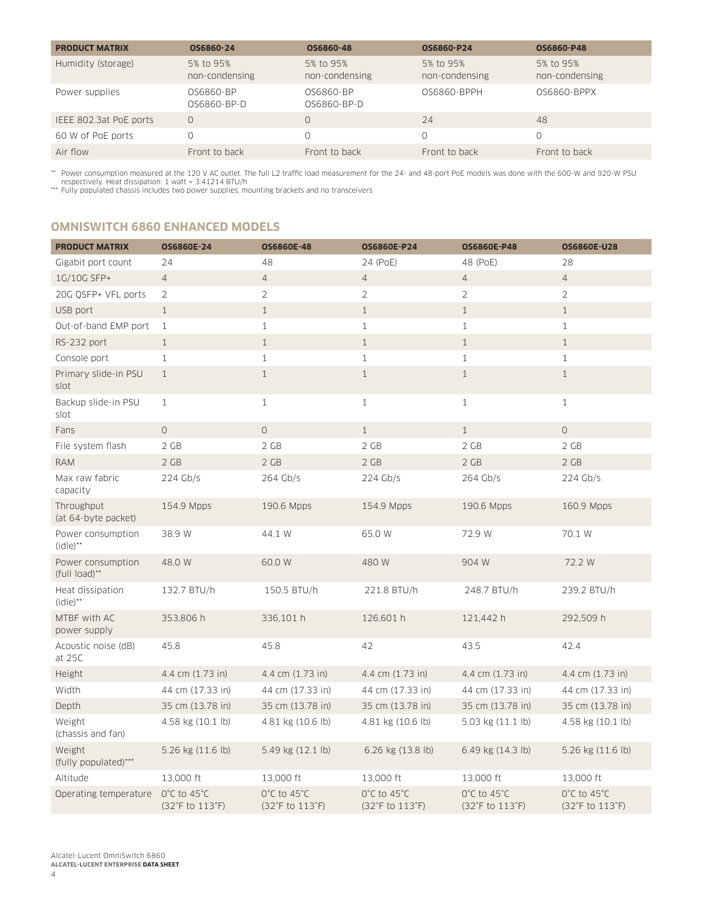| PRODUCT MATRIX | OS6860-24 | OS6860-48 | OS6860-P24 | OS6860-P48 |
|---|---|---|---|---|
| Humidity (storage) | 5% to 95% non-condensing | 5% to 95% non-condensing | 5% to 95% non-condensing | 5% to 95% non-condensing |
| Power supplies | OS6860-BP OS6860-BP-D | OS6860-BP OS6860-BP-D | OS6860-BPPH | OS6860-BPPX |
| IEEE 802.3at PoE ports | 0 | 0 | 24 | 48 |
| 60 W of PoE ports | 0 | 0 | 0 | 0 |
| Air flow | Front to back | Front to back | Front to back | Front to back |

** Power consumption measured at the 120 V AC outlet. The full L2 traffic load measurement for the 24- and 48-port PoE models was done with the 600-W and 920-W PSU respectively. Heat dissipation: 1 watt ≈ 3.41214 BTU/h

*** Fully populated chassis includes two power supplies, mounting brackets and no transceivers

## OMNISWITCH 6860 ENHANCED MODELS

| PRODUCT MATRIX | OS6860E-24 | OS6860E-48 | OS6860E-P24 | OS6860E-P48 | OS6860E-U28 |
|---|---|---|---|---|---|
| Gigabit port count | 24 | 48 | 24 (PoE) | 48 (PoE) | 28 |
| 1G/10G SFP+ | 4 | 4 | 4 | 4 | 4 |
| 20G QSFP+ VFL ports | 2 | 2 | 2 | 2 | 2 |
| USB port | 1 | 1 | 1 | 1 | 1 |
| Out-of-band EMP port | 1 | 1 | 1 | 1 | 1 |
| RS-232 port | 1 | 1 | 1 | 1 | 1 |
| Console port | 1 | 1 | 1 | 1 | 1 |
| Primary slide-in PSU slot | 1 | 1 | 1 | 1 | 1 |
| Backup slide-in PSU slot | 1 | 1 | 1 | 1 | 1 |
| Fans | 0 | 0 | 1 | 1 | 0 |
| File system flash | 2 GB | 2 GB | 2 GB | 2 GB | 2 GB |
| RAM | 2 GB | 2 GB | 2 GB | 2 GB | 2 GB |
| Max raw fabric capacity | 224 Gb/s | 264 Gb/s | 224 Gb/s | 264 Gb/s | 224 Gb/s |
| Throughput (at 64-byte packet) | 154.9 Mpps | 190.6 Mpps | 154.9 Mpps | 190.6 Mpps | 160.9 Mpps |
| Power consumption (idle)** | 38.9 W | 44.1 W | 65.0 W | 72.9 W | 70.1 W |
| Power consumption (full load)** | 48.0 W | 60.0 W | 480 W | 904 W | 72.2 W |
| Heat dissipation (idle)** | 132.7 BTU/h | 150.5 BTU/h | 221.8 BTU/h | 248.7 BTU/h | 239.2 BTU/h |
| MTBF with AC power supply | 353,806 h | 336,101 h | 126,601 h | 121,442 h | 292,509 h |
| Acoustic noise (dB) at 25C | 45.8 | 45.8 | 42 | 43.5 | 42.4 |
| Height | 4.4 cm (1.73 in) | 4.4 cm (1.73 in) | 4.4 cm (1.73 in) | 4.4 cm (1.73 in) | 4.4 cm (1.73 in) |
| Width | 44 cm (17.33 in) | 44 cm (17.33 in) | 44 cm (17.33 in) | 44 cm (17.33 in) | 44 cm (17.33 in) |
| Depth | 35 cm (13.78 in) | 35 cm (13.78 in) | 35 cm (13.78 in) | 35 cm (13.78 in) | 35 cm (13.78 in) |
| Weight (chassis and fan) | 4.58 kg (10.1 lb) | 4.81 kg (10.6 lb) | 4.81 kg (10.6 lb) | 5.03 kg (11.1 lb) | 4.58 kg (10.1 lb) |
| Weight (fully populated)*** | 5.26 kg (11.6 lb) | 5.49 kg (12.1 lb) | 6.26 kg (13.8 lb) | 6.49 kg (14.3 lb) | 5.26 kg (11.6 lb) |
| Altitude | 13,000 ft | 13,000 ft | 13,000 ft | 13,000 ft | 13,000 ft |
| Operating temperature | 0°C to 45°C (32°F to 113°F) | 0°C to 45°C (32°F to 113°F) | 0°C to 45°C (32°F to 113°F) | 0°C to 45°C (32°F to 113°F) | 0°C to 45°C (32°F to 113°F) |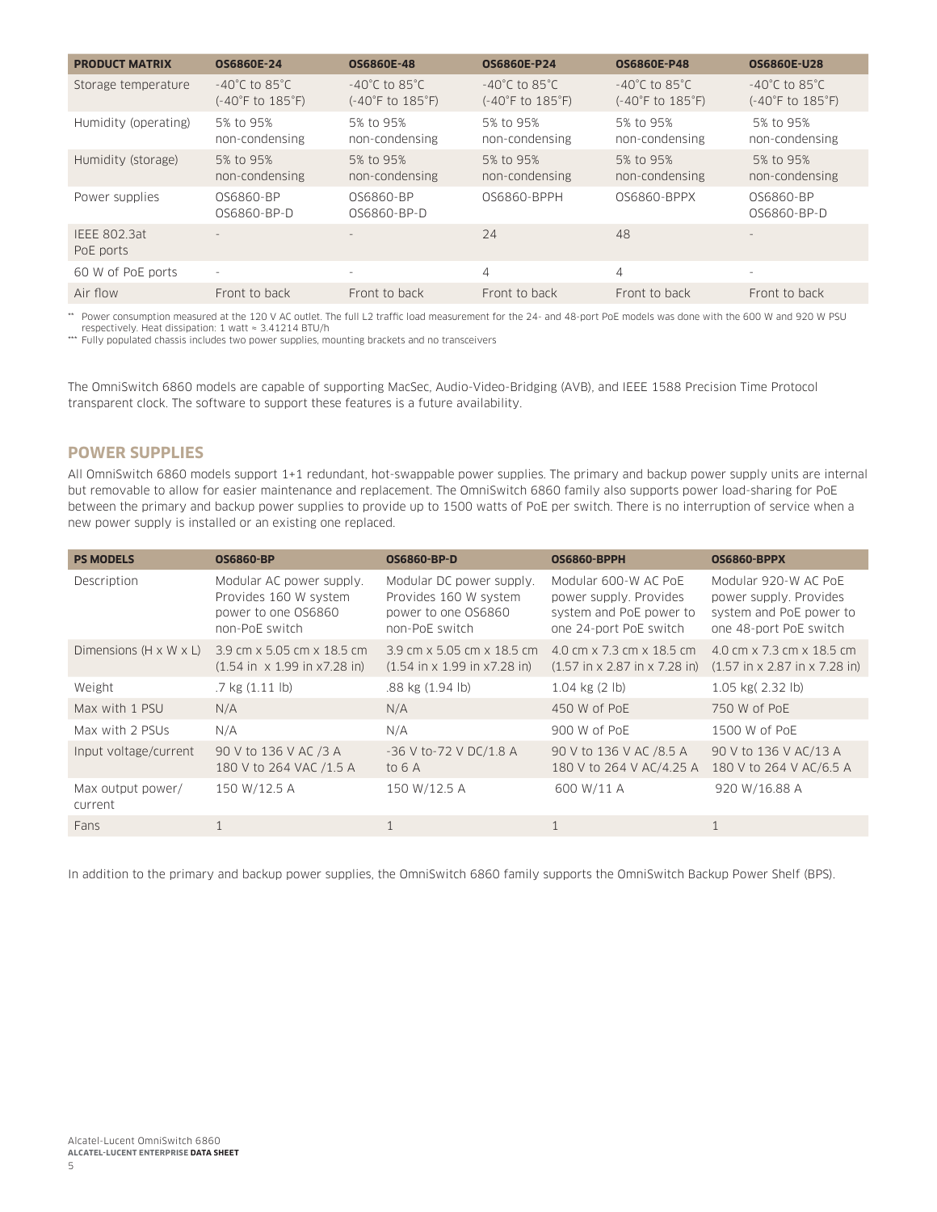| PRODUCT MATRIX | OS6860E-24 | OS6860E-48 | OS6860E-P24 | OS6860E-P48 | OS6860E-U28 |
|---|---|---|---|---|---|
| Storage temperature | -40°C to 85°C (-40°F to 185°F) | -40°C to 85°C (-40°F to 185°F) | -40°C to 85°C (-40°F to 185°F) | -40°C to 85°C (-40°F to 185°F) | -40°C to 85°C (-40°F to 185°F) |
| Humidity (operating) | 5% to 95% non-condensing | 5% to 95% non-condensing | 5% to 95% non-condensing | 5% to 95% non-condensing | 5% to 95% non-condensing |
| Humidity (storage) | 5% to 95% non-condensing | 5% to 95% non-condensing | 5% to 95% non-condensing | 5% to 95% non-condensing | 5% to 95% non-condensing |
| Power supplies | OS6860-BP OS6860-BP-D | OS6860-BP OS6860-BP-D | OS6860-BPPH | OS6860-BPPX | OS6860-BP OS6860-BP-D |
| IEEE 802.3at PoE ports | - | - | 24 | 48 | - |
| 60 W of PoE ports | - | - | 4 | 4 | - |
| Air flow | Front to back | Front to back | Front to back | Front to back | Front to back |

** Power consumption measured at the 120 V AC outlet. The full L2 traffic load measurement for the 24- and 48-port PoE models was done with the 600 W and 920 W PSU respectively. Heat dissipation: 1 watt ≈ 3.41214 BTU/h

*** Fully populated chassis includes two power supplies, mounting brackets and no transceivers

The OmniSwitch 6860 models are capable of supporting MacSec, Audio-Video-Bridging (AVB), and IEEE 1588 Precision Time Protocol transparent clock. The software to support these features is a future availability.

## POWER SUPPLIES

All OmniSwitch 6860 models support 1+1 redundant, hot-swappable power supplies. The primary and backup power supply units are internal but removable to allow for easier maintenance and replacement. The OmniSwitch 6860 family also supports power load-sharing for PoE between the primary and backup power supplies to provide up to 1500 watts of PoE per switch. There is no interruption of service when a new power supply is installed or an existing one replaced.

| PS MODELS | OS6860-BP | OS6860-BP-D | OS6860-BPPH | OS6860-BPPX |
|---|---|---|---|---|
| Description | Modular AC power supply. Provides 160 W system power to one OS6860 non-PoE switch | Modular DC power supply. Provides 160 W system power to one OS6860 non-PoE switch | Modular 600-W AC PoE power supply. Provides system and PoE power to one 24-port PoE switch | Modular 920-W AC PoE power supply. Provides system and PoE power to one 48-port PoE switch |
| Dimensions (H x W x L) | 3.9 cm x 5.05 cm x 18.5 cm (1.54 in x 1.99 in x7.28 in) | 3.9 cm x 5.05 cm x 18.5 cm (1.54 in x 1.99 in x7.28 in) | 4.0 cm x 7.3 cm x 18.5 cm (1.57 in x 2.87 in x 7.28 in) | 4.0 cm x 7.3 cm x 18.5 cm (1.57 in x 2.87 in x 7.28 in) |
| Weight | .7 kg (1.11 lb) | .88 kg (1.94 lb) | 1.04 kg (2 lb) | 1.05 kg( 2.32 lb) |
| Max with 1 PSU | N/A | N/A | 450 W of PoE | 750 W of PoE |
| Max with 2 PSUs | N/A | N/A | 900 W of PoE | 1500 W of PoE |
| Input voltage/current | 90 V to 136 V AC /3 A 180 V to 264 VAC /1.5 A | -36 V to-72 V DC/1.8 A to 6 A | 90 V to 136 V AC /8.5 A 180 V to 264 V AC/4.25 A | 90 V to 136 V AC/13 A 180 V to 264 V AC/6.5 A |
| Max output power/ current | 150 W/12.5 A | 150 W/12.5 A | 600 W/11 A | 920 W/16.88 A |
| Fans | 1 | 1 | 1 | 1 |

In addition to the primary and backup power supplies, the OmniSwitch 6860 family supports the OmniSwitch Backup Power Shelf (BPS).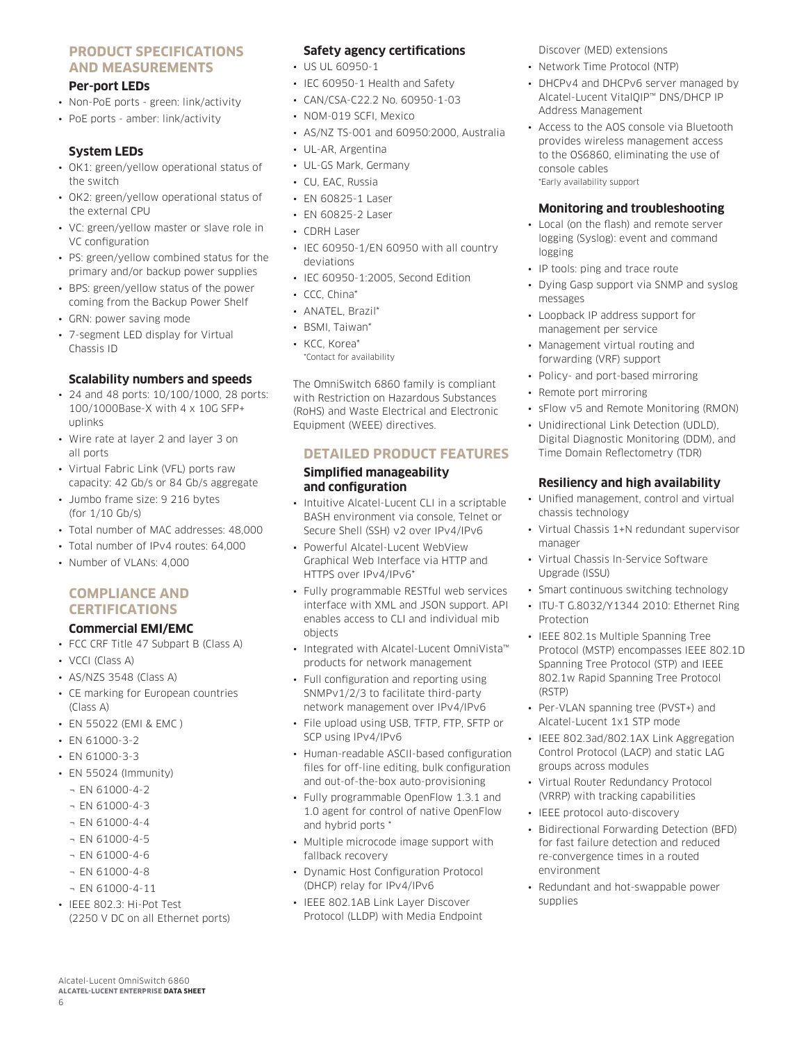## PRODUCT SPECIFICATIONS AND MEASUREMENTS

### Per-port LEDs

- Non-PoE ports - green: link/activity
- PoE ports - amber: link/activity

### System LEDs

- OK1: green/yellow operational status of the switch
- OK2: green/yellow operational status of the external CPU
- VC: green/yellow master or slave role in VC configuration
- PS: green/yellow combined status for the primary and/or backup power supplies
- BPS: green/yellow status of the power coming from the Backup Power Shelf
- GRN: power saving mode
- 7-segment LED display for Virtual Chassis ID

### Scalability numbers and speeds

- 24 and 48 ports: 10/100/1000, 28 ports: 100/1000Base-X with 4 x 10G SFP+ uplinks
- Wire rate at layer 2 and layer 3 on all ports
- Virtual Fabric Link (VFL) ports raw capacity: 42 Gb/s or 84 Gb/s aggregate
- Jumbo frame size: 9 216 bytes (for 1/10 Gb/s)
- Total number of MAC addresses: 48,000
- Total number of IPv4 routes: 64,000
- Number of VLANs: 4,000

## COMPLIANCE AND CERTIFICATIONS

### Commercial EMI/EMC

- FCC CRF Title 47 Subpart B (Class A)
- VCCI (Class A)
- AS/NZS 3548 (Class A)
- CE marking for European countries (Class A)
- EN 55022 (EMI & EMC )
- EN 61000-3-2
- EN 61000-3-3
- EN 55024 (Immunity)
  - EN 61000-4-2
  - EN 61000-4-3
  - EN 61000-4-4
  - EN 61000-4-5
  - EN 61000-4-6
  - EN 61000-4-8
  - EN 61000-4-11
- IEEE 802.3: Hi-Pot Test (2250 V DC on all Ethernet ports)

### Safety agency certifications

- US UL 60950-1
- IEC 60950-1 Health and Safety
- CAN/CSA-C22.2 No. 60950-1-03
- NOM-019 SCFI, Mexico
- AS/NZ TS-001 and 60950:2000, Australia
- UL-AR, Argentina
- UL-GS Mark, Germany
- CU, EAC, Russia
- EN 60825-1 Laser
- EN 60825-2 Laser
- CDRH Laser
- IEC 60950-1/EN 60950 with all country deviations
- IEC 60950-1:2005, Second Edition
- CCC, China*
- ANATEL, Brazil*
- BSMI, Taiwan*
- KCC, Korea*

*Contact for availability

The OmniSwitch 6860 family is compliant with Restriction on Hazardous Substances (RoHS) and Waste Electrical and Electronic Equipment (WEEE) directives.

## DETAILED PRODUCT FEATURES

### Simplified manageability and configuration

- Intuitive Alcatel-Lucent CLI in a scriptable BASH environment via console, Telnet or Secure Shell (SSH) v2 over IPv4/IPv6
- Powerful Alcatel-Lucent WebView Graphical Web Interface via HTTP and HTTPS over IPv4/IPv6*
- Fully programmable RESTful web services interface with XML and JSON support. API enables access to CLI and individual mib objects
- Integrated with Alcatel-Lucent OmniVista™ products for network management
- Full configuration and reporting using SNMPv1/2/3 to facilitate third-party network management over IPv4/IPv6
- File upload using USB, TFTP, FTP, SFTP or SCP using IPv4/IPv6
- Human-readable ASCII-based configuration files for off-line editing, bulk configuration and out-of-the-box auto-provisioning
- Fully programmable OpenFlow 1.3.1 and 1.0 agent for control of native OpenFlow and hybrid ports *
- Multiple microcode image support with fallback recovery
- Dynamic Host Configuration Protocol (DHCP) relay for IPv4/IPv6
- IEEE 802.1AB Link Layer Discover Protocol (LLDP) with Media Endpoint Discover (MED) extensions
- Network Time Protocol (NTP)
- DHCPv4 and DHCPv6 server managed by Alcatel-Lucent VitalQIP™ DNS/DHCP IP Address Management
- Access to the AOS console via Bluetooth provides wireless management access to the OS6860, eliminating the use of console cables

*Early availability support

### Monitoring and troubleshooting

- Local (on the flash) and remote server logging (Syslog): event and command logging
- IP tools: ping and trace route
- Dying Gasp support via SNMP and syslog messages
- Loopback IP address support for management per service
- Management virtual routing and forwarding (VRF) support
- Policy- and port-based mirroring
- Remote port mirroring
- sFlow v5 and Remote Monitoring (RMON)
- Unidirectional Link Detection (UDLD), Digital Diagnostic Monitoring (DDM), and Time Domain Reflectometry (TDR)

### Resiliency and high availability

- Unified management, control and virtual chassis technology
- Virtual Chassis 1+N redundant supervisor manager
- Virtual Chassis In-Service Software Upgrade (ISSU)
- Smart continuous switching technology
- ITU-T G.8032/Y1344 2010: Ethernet Ring Protection
- IEEE 802.1s Multiple Spanning Tree Protocol (MSTP) encompasses IEEE 802.1D Spanning Tree Protocol (STP) and IEEE 802.1w Rapid Spanning Tree Protocol (RSTP)
- Per-VLAN spanning tree (PVST+) and Alcatel-Lucent 1x1 STP mode
- IEEE 802.3ad/802.1AX Link Aggregation Control Protocol (LACP) and static LAG groups across modules
- Virtual Router Redundancy Protocol (VRRP) with tracking capabilities
- IEEE protocol auto-discovery
- Bidirectional Forwarding Detection (BFD) for fast failure detection and reduced re-convergence times in a routed environment
- Redundant and hot-swappable power supplies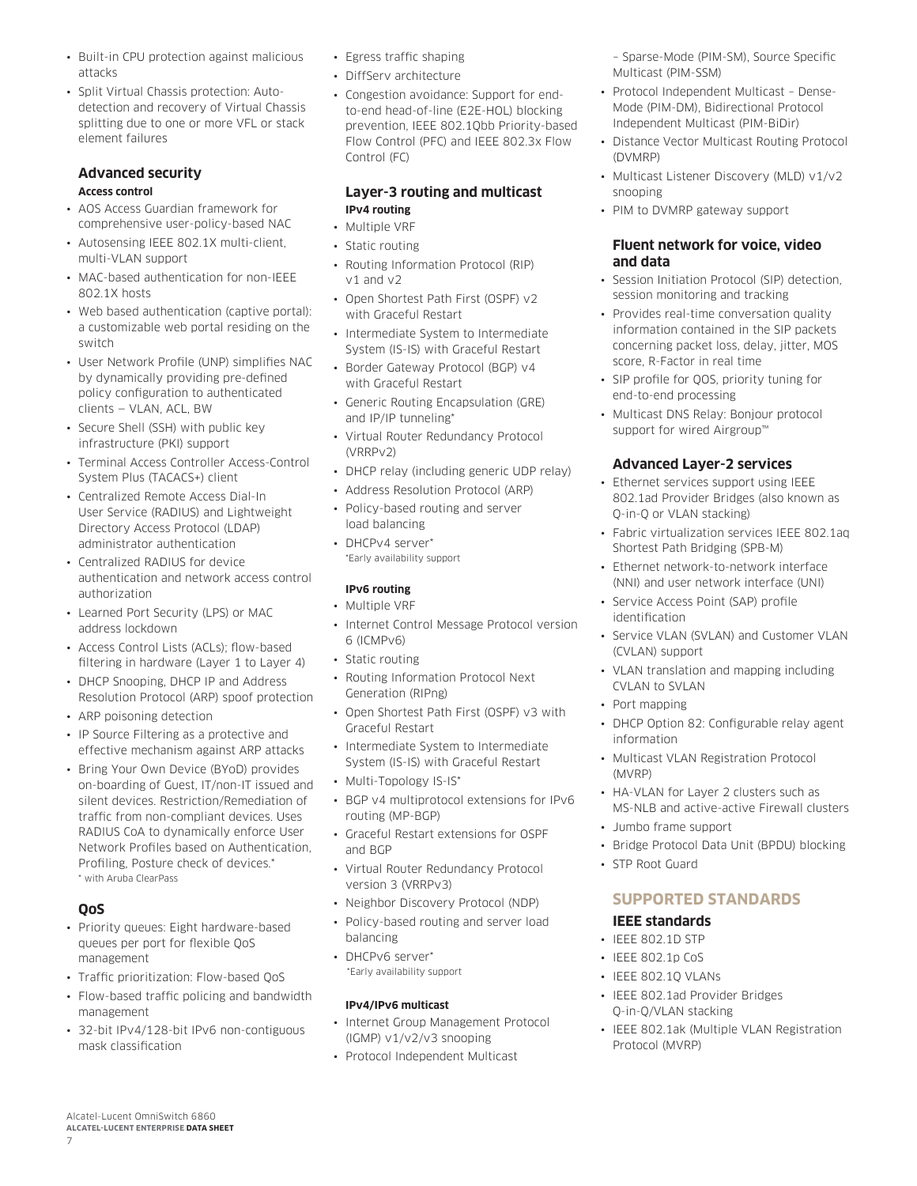- Built-in CPU protection against malicious attacks
- Split Virtual Chassis protection: Auto-detection and recovery of Virtual Chassis splitting due to one or more VFL or stack element failures

### Advanced security

#### Access control

- AOS Access Guardian framework for comprehensive user-policy-based NAC
- Autosensing IEEE 802.1X multi-client, multi-VLAN support
- MAC-based authentication for non-IEEE 802.1X hosts
- Web based authentication (captive portal): a customizable web portal residing on the switch
- User Network Profile (UNP) simplifies NAC by dynamically providing pre-defined policy configuration to authenticated clients — VLAN, ACL, BW
- Secure Shell (SSH) with public key infrastructure (PKI) support
- Terminal Access Controller Access-Control System Plus (TACACS+) client
- Centralized Remote Access Dial-In User Service (RADIUS) and Lightweight Directory Access Protocol (LDAP) administrator authentication
- Centralized RADIUS for device authentication and network access control authorization
- Learned Port Security (LPS) or MAC address lockdown
- Access Control Lists (ACLs); flow-based filtering in hardware (Layer 1 to Layer 4)
- DHCP Snooping, DHCP IP and Address Resolution Protocol (ARP) spoof protection
- ARP poisoning detection
- IP Source Filtering as a protective and effective mechanism against ARP attacks
- Bring Your Own Device (BYoD) provides on-boarding of Guest, IT/non-IT issued and silent devices. Restriction/Remediation of traffic from non-compliant devices. Uses RADIUS CoA to dynamically enforce User Network Profiles based on Authentication, Profiling, Posture check of devices.*
  * with Aruba ClearPass

### QoS

- Priority queues: Eight hardware-based queues per port for flexible QoS management
- Traffic prioritization: Flow-based QoS
- Flow-based traffic policing and bandwidth management
- 32-bit IPv4/128-bit IPv6 non-contiguous mask classification
- Egress traffic shaping
- DiffServ architecture
- Congestion avoidance: Support for end-to-end head-of-line (E2E-HOL) blocking prevention, IEEE 802.1Qbb Priority-based Flow Control (PFC) and IEEE 802.3x Flow Control (FC)

### Layer-3 routing and multicast

#### IPv4 routing

- Multiple VRF
- Static routing
- Routing Information Protocol (RIP) v1 and v2
- Open Shortest Path First (OSPF) v2 with Graceful Restart
- Intermediate System to Intermediate System (IS-IS) with Graceful Restart
- Border Gateway Protocol (BGP) v4 with Graceful Restart
- Generic Routing Encapsulation (GRE) and IP/IP tunneling*
- Virtual Router Redundancy Protocol (VRRPv2)
- DHCP relay (including generic UDP relay)
- Address Resolution Protocol (ARP)
- Policy-based routing and server load balancing
- DHCPv4 server*
  *Early availability support

#### IPv6 routing

- Multiple VRF
- Internet Control Message Protocol version 6 (ICMPv6)
- Static routing
- Routing Information Protocol Next Generation (RIPng)
- Open Shortest Path First (OSPF) v3 with Graceful Restart
- Intermediate System to Intermediate System (IS-IS) with Graceful Restart
- Multi-Topology IS-IS*
- BGP v4 multiprotocol extensions for IPv6 routing (MP-BGP)
- Graceful Restart extensions for OSPF and BGP
- Virtual Router Redundancy Protocol version 3 (VRRPv3)
- Neighbor Discovery Protocol (NDP)
- Policy-based routing and server load balancing
- DHCPv6 server*
  *Early availability support

#### IPv4/IPv6 multicast

- Internet Group Management Protocol (IGMP) v1/v2/v3 snooping
- Protocol Independent Multicast – Sparse-Mode (PIM-SM), Source Specific Multicast (PIM-SSM)
- Protocol Independent Multicast – Dense-Mode (PIM-DM), Bidirectional Protocol Independent Multicast (PIM-BiDir)
- Distance Vector Multicast Routing Protocol (DVMRP)
- Multicast Listener Discovery (MLD) v1/v2 snooping
- PIM to DVMRP gateway support

### Fluent network for voice, video and data

- Session Initiation Protocol (SIP) detection, session monitoring and tracking
- Provides real-time conversation quality information contained in the SIP packets concerning packet loss, delay, jitter, MOS score, R-Factor in real time
- SIP profile for QOS, priority tuning for end-to-end processing
- Multicast DNS Relay: Bonjour protocol support for wired Airgroup™

### Advanced Layer-2 services

- Ethernet services support using IEEE 802.1ad Provider Bridges (also known as Q-in-Q or VLAN stacking)
- Fabric virtualization services IEEE 802.1aq Shortest Path Bridging (SPB-M)
- Ethernet network-to-network interface (NNI) and user network interface (UNI)
- Service Access Point (SAP) profile identification
- Service VLAN (SVLAN) and Customer VLAN (CVLAN) support
- VLAN translation and mapping including CVLAN to SVLAN
- Port mapping
- DHCP Option 82: Configurable relay agent information
- Multicast VLAN Registration Protocol (MVRP)
- HA-VLAN for Layer 2 clusters such as MS-NLB and active-active Firewall clusters
- Jumbo frame support
- Bridge Protocol Data Unit (BPDU) blocking
- STP Root Guard

## SUPPORTED STANDARDS

### IEEE standards

- IEEE 802.1D STP
- IEEE 802.1p CoS
- IEEE 802.1Q VLANs
- IEEE 802.1ad Provider Bridges Q-in-Q/VLAN stacking
- IEEE 802.1ak (Multiple VLAN Registration Protocol (MVRP)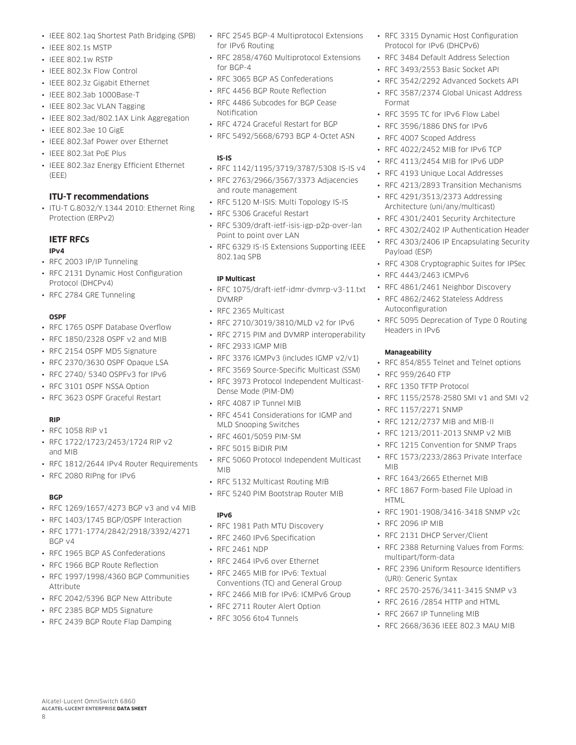- IEEE 802.1aq Shortest Path Bridging (SPB)
- IEEE 802.1s MSTP
- IEEE 802.1w RSTP
- IEEE 802.3x Flow Control
- IEEE 802.3z Gigabit Ethernet
- IEEE 802.3ab 1000Base-T
- IEEE 802.3ac VLAN Tagging
- IEEE 802.3ad/802.1AX Link Aggregation
- IEEE 802.3ae 10 GigE
- IEEE 802.3af Power over Ethernet
- IEEE 802.3at PoE Plus
- IEEE 802.3az Energy Efficient Ethernet (EEE)

## ITU-T recommendations

- ITU-T G.8032/Y.1344 2010: Ethernet Ring Protection (ERPv2)

## IETF RFCs

**IPv4**

- RFC 2003 IP/IP Tunneling
- RFC 2131 Dynamic Host Configuration Protocol (DHCPv4)
- RFC 2784 GRE Tunneling

**OSPF**

- RFC 1765 OSPF Database Overflow
- RFC 1850/2328 OSPF v2 and MIB
- RFC 2154 OSPF MD5 Signature
- RFC 2370/3630 OSPF Opaque LSA
- RFC 2740/ 5340 OSPFv3 for IPv6
- RFC 3101 OSPF NSSA Option
- RFC 3623 OSPF Graceful Restart

**RIP**

- RFC 1058 RIP v1
- RFC 1722/1723/2453/1724 RIP v2 and MIB
- RFC 1812/2644 IPv4 Router Requirements
- RFC 2080 RIPng for IPv6

**BGP**

- RFC 1269/1657/4273 BGP v3 and v4 MIB
- RFC 1403/1745 BGP/OSPF Interaction
- RFC 1771-1774/2842/2918/3392/4271 BGP v4
- RFC 1965 BGP AS Confederations
- RFC 1966 BGP Route Reflection
- RFC 1997/1998/4360 BGP Communities Attribute
- RFC 2042/5396 BGP New Attribute
- RFC 2385 BGP MD5 Signature
- RFC 2439 BGP Route Flap Damping
- RFC 2545 BGP-4 Multiprotocol Extensions for IPv6 Routing
- RFC 2858/4760 Multiprotocol Extensions for BGP-4
- RFC 3065 BGP AS Confederations
- RFC 4456 BGP Route Reflection
- RFC 4486 Subcodes for BGP Cease Notification
- RFC 4724 Graceful Restart for BGP
- RFC 5492/5668/6793 BGP 4-Octet ASN

**IS-IS**

- RFC 1142/1195/3719/3787/5308 IS-IS v4
- RFC 2763/2966/3567/3373 Adjacencies and route management
- RFC 5120 M-ISIS: Multi Topology IS-IS
- RFC 5306 Graceful Restart
- RFC 5309/draft-ietf-isis-igp-p2p-over-lan Point to point over LAN
- RFC 6329 IS-IS Extensions Supporting IEEE 802.1aq SPB

**IP Multicast**

- RFC 1075/draft-ietf-idmr-dvmrp-v3-11.txt DVMRP
- RFC 2365 Multicast
- RFC 2710/3019/3810/MLD v2 for IPv6
- RFC 2715 PIM and DVMRP interoperability
- RFC 2933 IGMP MIB
- RFC 3376 IGMPv3 (includes IGMP v2/v1)
- RFC 3569 Source-Specific Multicast (SSM)
- RFC 3973 Protocol Independent Multicast-Dense Mode (PIM-DM)
- RFC 4087 IP Tunnel MIB
- RFC 4541 Considerations for IGMP and MLD Snooping Switches
- RFC 4601/5059 PIM-SM
- RFC 5015 BiDIR PIM
- RFC 5060 Protocol Independent Multicast MIB
- RFC 5132 Multicast Routing MIB
- RFC 5240 PIM Bootstrap Router MIB

**IPv6**

- RFC 1981 Path MTU Discovery
- RFC 2460 IPv6 Specification
- RFC 2461 NDP
- RFC 2464 IPv6 over Ethernet
- RFC 2465 MIB for IPv6: Textual Conventions (TC) and General Group
- RFC 2466 MIB for IPv6: ICMPv6 Group
- RFC 2711 Router Alert Option
- RFC 3056 6to4 Tunnels
- RFC 3315 Dynamic Host Configuration Protocol for IPv6 (DHCPv6)
- RFC 3484 Default Address Selection
- RFC 3493/2553 Basic Socket API
- RFC 3542/2292 Advanced Sockets API
- RFC 3587/2374 Global Unicast Address Format
- RFC 3595 TC for IPv6 Flow Label
- RFC 3596/1886 DNS for IPv6
- RFC 4007 Scoped Address
- RFC 4022/2452 MIB for IPv6 TCP
- RFC 4113/2454 MIB for IPv6 UDP
- RFC 4193 Unique Local Addresses
- RFC 4213/2893 Transition Mechanisms
- RFC 4291/3513/2373 Addressing Architecture (uni/any/multicast)
- RFC 4301/2401 Security Architecture
- RFC 4302/2402 IP Authentication Header
- RFC 4303/2406 IP Encapsulating Security Payload (ESP)
- RFC 4308 Cryptographic Suites for IPSec
- RFC 4443/2463 ICMPv6
- RFC 4861/2461 Neighbor Discovery
- RFC 4862/2462 Stateless Address Autoconfiguration
- RFC 5095 Deprecation of Type 0 Routing Headers in IPv6

**Manageability**

- RFC 854/855 Telnet and Telnet options
- RFC 959/2640 FTP
- RFC 1350 TFTP Protocol
- RFC 1155/2578-2580 SMI v1 and SMI v2
- RFC 1157/2271 SNMP
- RFC 1212/2737 MIB and MIB-II
- RFC 1213/2011-2013 SNMP v2 MIB
- RFC 1215 Convention for SNMP Traps
- RFC 1573/2233/2863 Private Interface MIB
- RFC 1643/2665 Ethernet MIB
- RFC 1867 Form-based File Upload in HTML
- RFC 1901-1908/3416-3418 SNMP v2c
- RFC 2096 IP MIB
- RFC 2131 DHCP Server/Client
- RFC 2388 Returning Values from Forms: multipart/form-data
- RFC 2396 Uniform Resource Identifiers (URI): Generic Syntax
- RFC 2570-2576/3411-3415 SNMP v3
- RFC 2616 /2854 HTTP and HTML
- RFC 2667 IP Tunneling MIB
- RFC 2668/3636 IEEE 802.3 MAU MIB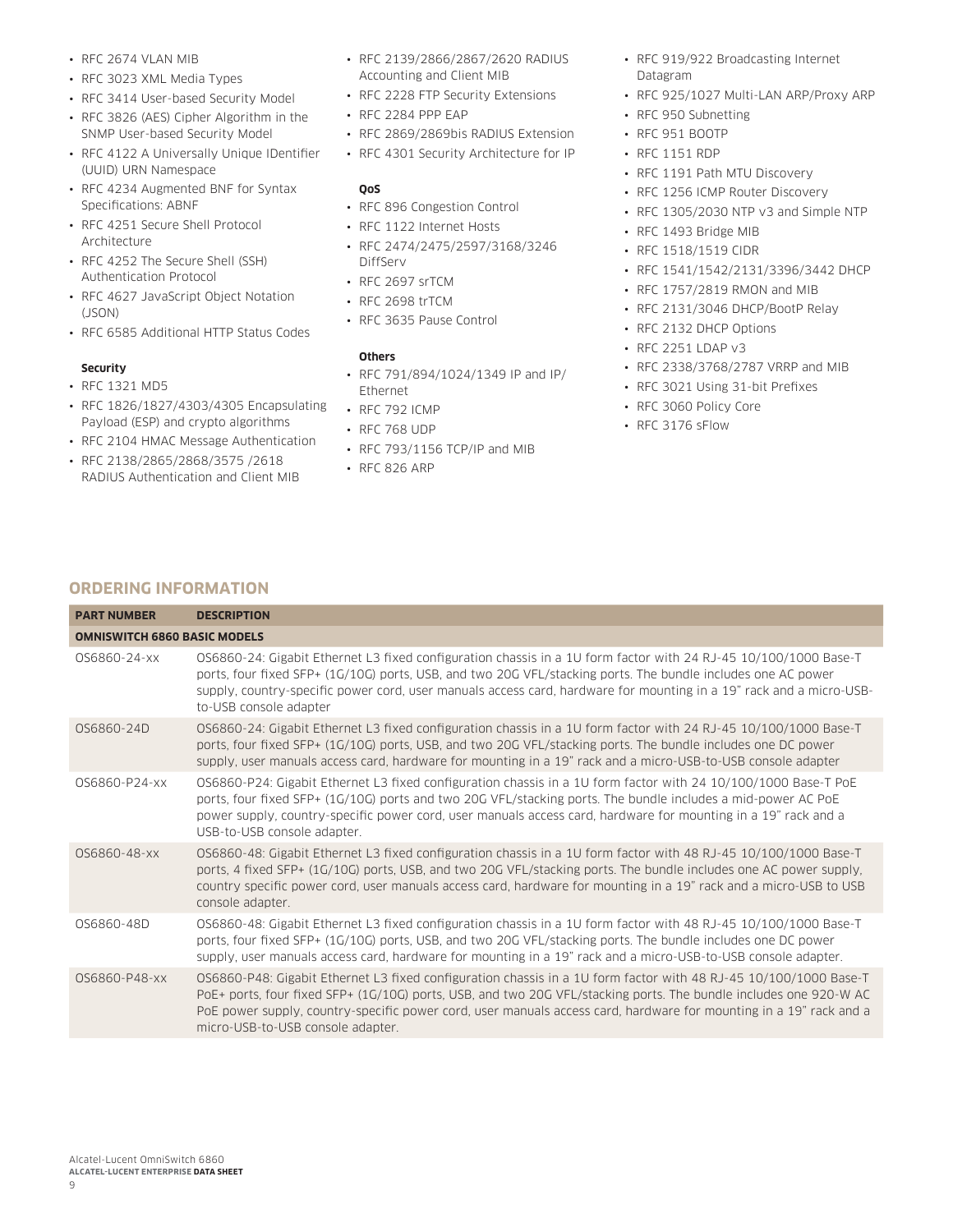- RFC 2674 VLAN MIB
- RFC 3023 XML Media Types
- RFC 3414 User-based Security Model
- RFC 3826 (AES) Cipher Algorithm in the SNMP User-based Security Model
- RFC 4122 A Universally Unique IDentifier (UUID) URN Namespace
- RFC 4234 Augmented BNF for Syntax Specifications: ABNF
- RFC 4251 Secure Shell Protocol Architecture
- RFC 4252 The Secure Shell (SSH) Authentication Protocol
- RFC 4627 JavaScript Object Notation (JSON)
- RFC 6585 Additional HTTP Status Codes

**Security**

- RFC 1321 MD5
- RFC 1826/1827/4303/4305 Encapsulating Payload (ESP) and crypto algorithms
- RFC 2104 HMAC Message Authentication
- RFC 2138/2865/2868/3575 /2618 RADIUS Authentication and Client MIB
- RFC 2139/2866/2867/2620 RADIUS Accounting and Client MIB
- RFC 2228 FTP Security Extensions
- RFC 2284 PPP EAP
- RFC 2869/2869bis RADIUS Extension
- RFC 4301 Security Architecture for IP

**QoS**

- RFC 896 Congestion Control
- RFC 1122 Internet Hosts
- RFC 2474/2475/2597/3168/3246 DiffServ
- RFC 2697 srTCM
- RFC 2698 trTCM
- RFC 3635 Pause Control

**Others**

- RFC 791/894/1024/1349 IP and IP/Ethernet
- RFC 792 ICMP
- RFC 768 UDP
- RFC 793/1156 TCP/IP and MIB
- RFC 826 ARP
- RFC 919/922 Broadcasting Internet Datagram
- RFC 925/1027 Multi-LAN ARP/Proxy ARP
- RFC 950 Subnetting
- RFC 951 BOOTP
- RFC 1151 RDP
- RFC 1191 Path MTU Discovery
- RFC 1256 ICMP Router Discovery
- RFC 1305/2030 NTP v3 and Simple NTP
- RFC 1493 Bridge MIB
- RFC 1518/1519 CIDR
- RFC 1541/1542/2131/3396/3442 DHCP
- RFC 1757/2819 RMON and MIB
- RFC 2131/3046 DHCP/BootP Relay
- RFC 2132 DHCP Options
- RFC 2251 LDAP v3
- RFC 2338/3768/2787 VRRP and MIB
- RFC 3021 Using 31-bit Prefixes
- RFC 3060 Policy Core
- RFC 3176 sFlow

## ORDERING INFORMATION

| PART NUMBER | DESCRIPTION |
|---|---|
| **OMNISWITCH 6860 BASIC MODELS** | |
| OS6860-24-xx | OS6860-24: Gigabit Ethernet L3 fixed configuration chassis in a 1U form factor with 24 RJ-45 10/100/1000 Base-T ports, four fixed SFP+ (1G/10G) ports, USB, and two 20G VFL/stacking ports. The bundle includes one AC power supply, country-specific power cord, user manuals access card, hardware for mounting in a 19" rack and a micro-USB-to-USB console adapter |
| OS6860-24D | OS6860-24: Gigabit Ethernet L3 fixed configuration chassis in a 1U form factor with 24 RJ-45 10/100/1000 Base-T ports, four fixed SFP+ (1G/10G) ports, USB, and two 20G VFL/stacking ports. The bundle includes one DC power supply, user manuals access card, hardware for mounting in a 19" rack and a micro-USB-to-USB console adapter |
| OS6860-P24-xx | OS6860-P24: Gigabit Ethernet L3 fixed configuration chassis in a 1U form factor with 24 10/100/1000 Base-T PoE ports, four fixed SFP+ (1G/10G) ports and two 20G VFL/stacking ports. The bundle includes a mid-power AC PoE power supply, country-specific power cord, user manuals access card, hardware for mounting in a 19" rack and a USB-to-USB console adapter. |
| OS6860-48-xx | OS6860-48: Gigabit Ethernet L3 fixed configuration chassis in a 1U form factor with 48 RJ-45 10/100/1000 Base-T ports, 4 fixed SFP+ (1G/10G) ports, USB, and two 20G VFL/stacking ports. The bundle includes one AC power supply, country specific power cord, user manuals access card, hardware for mounting in a 19" rack and a micro-USB to USB console adapter. |
| OS6860-48D | OS6860-48: Gigabit Ethernet L3 fixed configuration chassis in a 1U form factor with 48 RJ-45 10/100/1000 Base-T ports, four fixed SFP+ (1G/10G) ports, USB, and two 20G VFL/stacking ports. The bundle includes one DC power supply, user manuals access card, hardware for mounting in a 19" rack and a micro-USB-to-USB console adapter. |
| OS6860-P48-xx | OS6860-P48: Gigabit Ethernet L3 fixed configuration chassis in a 1U form factor with 48 RJ-45 10/100/1000 Base-T PoE+ ports, four fixed SFP+ (1G/10G) ports, USB, and two 20G VFL/stacking ports. The bundle includes one 920-W AC PoE power supply, country-specific power cord, user manuals access card, hardware for mounting in a 19" rack and a micro-USB-to-USB console adapter. |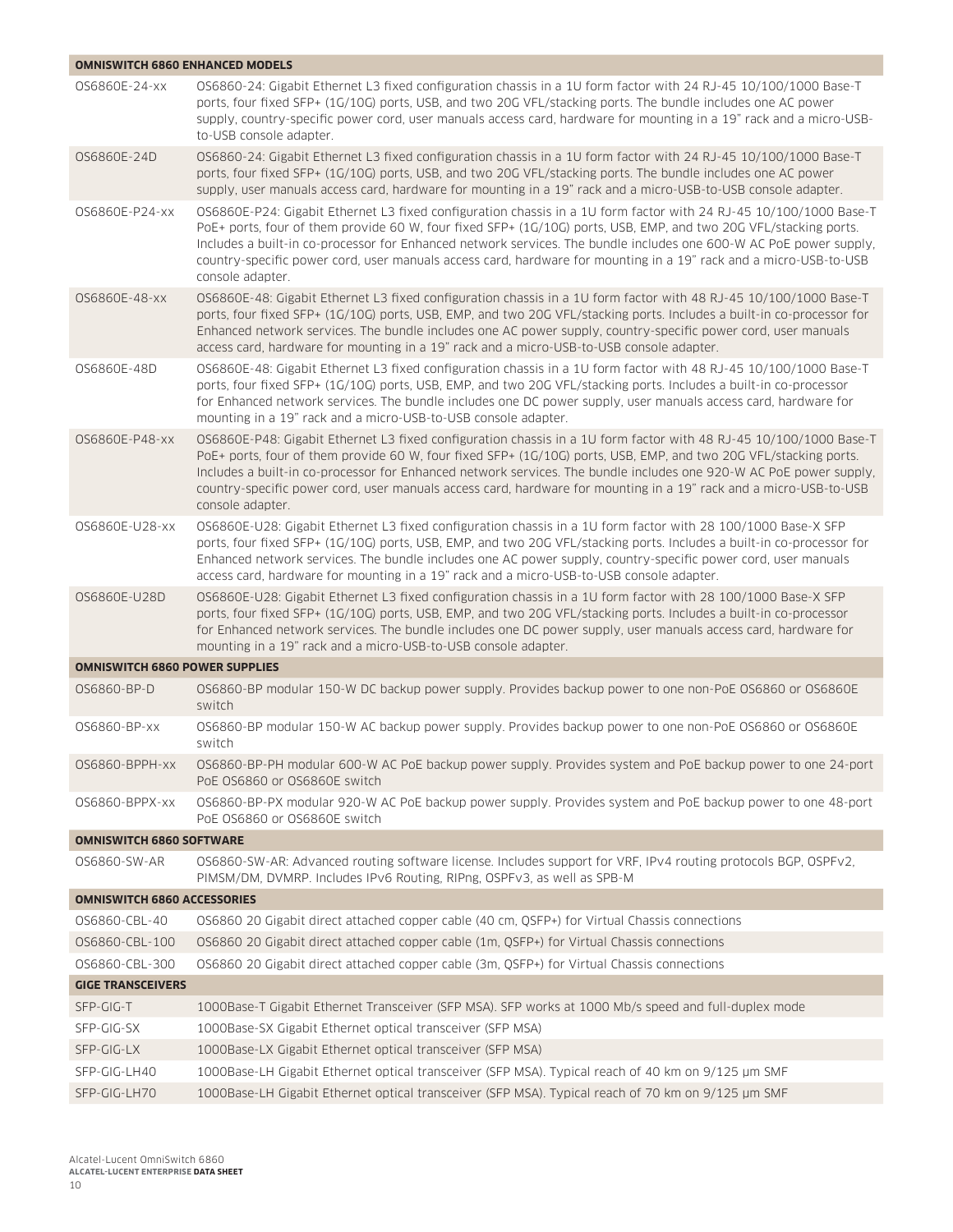| OMNISWITCH 6860 ENHANCED MODELS | |
|---|---|
| OS6860E-24-xx | OS6860-24: Gigabit Ethernet L3 fixed configuration chassis in a 1U form factor with 24 RJ-45 10/100/1000 Base-T ports, four fixed SFP+ (1G/10G) ports, USB, and two 20G VFL/stacking ports. The bundle includes one AC power supply, country-specific power cord, user manuals access card, hardware for mounting in a 19" rack and a micro-USB-to-USB console adapter. |
| OS6860E-24D | OS6860-24: Gigabit Ethernet L3 fixed configuration chassis in a 1U form factor with 24 RJ-45 10/100/1000 Base-T ports, four fixed SFP+ (1G/10G) ports, USB, and two 20G VFL/stacking ports. The bundle includes one AC power supply, user manuals access card, hardware for mounting in a 19" rack and a micro-USB-to-USB console adapter. |
| OS6860E-P24-xx | OS6860E-P24: Gigabit Ethernet L3 fixed configuration chassis in a 1U form factor with 24 RJ-45 10/100/1000 Base-T PoE+ ports, four of them provide 60 W, four fixed SFP+ (1G/10G) ports, USB, EMP, and two 20G VFL/stacking ports. Includes a built-in co-processor for Enhanced network services. The bundle includes one 600-W AC PoE power supply, country-specific power cord, user manuals access card, hardware for mounting in a 19" rack and a micro-USB-to-USB console adapter. |
| OS6860E-48-xx | OS6860E-48: Gigabit Ethernet L3 fixed configuration chassis in a 1U form factor with 48 RJ-45 10/100/1000 Base-T ports, four fixed SFP+ (1G/10G) ports, USB, EMP, and two 20G VFL/stacking ports. Includes a built-in co-processor for Enhanced network services. The bundle includes one AC power supply, country-specific power cord, user manuals access card, hardware for mounting in a 19" rack and a micro-USB-to-USB console adapter. |
| OS6860E-48D | OS6860E-48: Gigabit Ethernet L3 fixed configuration chassis in a 1U form factor with 48 RJ-45 10/100/1000 Base-T ports, four fixed SFP+ (1G/10G) ports, USB, EMP, and two 20G VFL/stacking ports. Includes a built-in co-processor for Enhanced network services. The bundle includes one DC power supply, user manuals access card, hardware for mounting in a 19" rack and a micro-USB-to-USB console adapter. |
| OS6860E-P48-xx | OS6860E-P48: Gigabit Ethernet L3 fixed configuration chassis in a 1U form factor with 48 RJ-45 10/100/1000 Base-T PoE+ ports, four of them provide 60 W, four fixed SFP+ (1G/10G) ports, USB, EMP, and two 20G VFL/stacking ports. Includes a built-in co-processor for Enhanced network services. The bundle includes one 920-W AC PoE power supply, country-specific power cord, user manuals access card, hardware for mounting in a 19" rack and a micro-USB-to-USB console adapter. |
| OS6860E-U28-xx | OS6860E-U28: Gigabit Ethernet L3 fixed configuration chassis in a 1U form factor with 28 100/1000 Base-X SFP ports, four fixed SFP+ (1G/10G) ports, USB, EMP, and two 20G VFL/stacking ports. Includes a built-in co-processor for Enhanced network services. The bundle includes one AC power supply, country-specific power cord, user manuals access card, hardware for mounting in a 19" rack and a micro-USB-to-USB console adapter. |
| OS6860E-U28D | OS6860E-U28: Gigabit Ethernet L3 fixed configuration chassis in a 1U form factor with 28 100/1000 Base-X SFP ports, four fixed SFP+ (1G/10G) ports, USB, EMP, and two 20G VFL/stacking ports. Includes a built-in co-processor for Enhanced network services. The bundle includes one DC power supply, user manuals access card, hardware for mounting in a 19" rack and a micro-USB-to-USB console adapter. |
| **OMNISWITCH 6860 POWER SUPPLIES** | |
| OS6860-BP-D | OS6860-BP modular 150-W DC backup power supply. Provides backup power to one non-PoE OS6860 or OS6860E switch |
| OS6860-BP-xx | OS6860-BP modular 150-W AC backup power supply. Provides backup power to one non-PoE OS6860 or OS6860E switch |
| OS6860-BPPH-xx | OS6860-BP-PH modular 600-W AC PoE backup power supply. Provides system and PoE backup power to one 24-port PoE OS6860 or OS6860E switch |
| OS6860-BPPX-xx | OS6860-BP-PX modular 920-W AC PoE backup power supply. Provides system and PoE backup power to one 48-port PoE OS6860 or OS6860E switch |
| **OMNISWITCH 6860 SOFTWARE** | |
| OS6860-SW-AR | OS6860-SW-AR: Advanced routing software license. Includes support for VRF, IPv4 routing protocols BGP, OSPFv2, PIMSM/DM, DVMRP. Includes IPv6 Routing, RIPng, OSPFv3, as well as SPB-M |
| **OMNISWITCH 6860 ACCESSORIES** | |
| OS6860-CBL-40 | OS6860 20 Gigabit direct attached copper cable (40 cm, QSFP+) for Virtual Chassis connections |
| OS6860-CBL-100 | OS6860 20 Gigabit direct attached copper cable (1m, QSFP+) for Virtual Chassis connections |
| OS6860-CBL-300 | OS6860 20 Gigabit direct attached copper cable (3m, QSFP+) for Virtual Chassis connections |
| **GIGE TRANSCEIVERS** | |
| SFP-GIG-T | 1000Base-T Gigabit Ethernet Transceiver (SFP MSA). SFP works at 1000 Mb/s speed and full-duplex mode |
| SFP-GIG-SX | 1000Base-SX Gigabit Ethernet optical transceiver (SFP MSA) |
| SFP-GIG-LX | 1000Base-LX Gigabit Ethernet optical transceiver (SFP MSA) |
| SFP-GIG-LH40 | 1000Base-LH Gigabit Ethernet optical transceiver (SFP MSA). Typical reach of 40 km on 9/125 µm SMF |
| SFP-GIG-LH70 | 1000Base-LH Gigabit Ethernet optical transceiver (SFP MSA). Typical reach of 70 km on 9/125 µm SMF |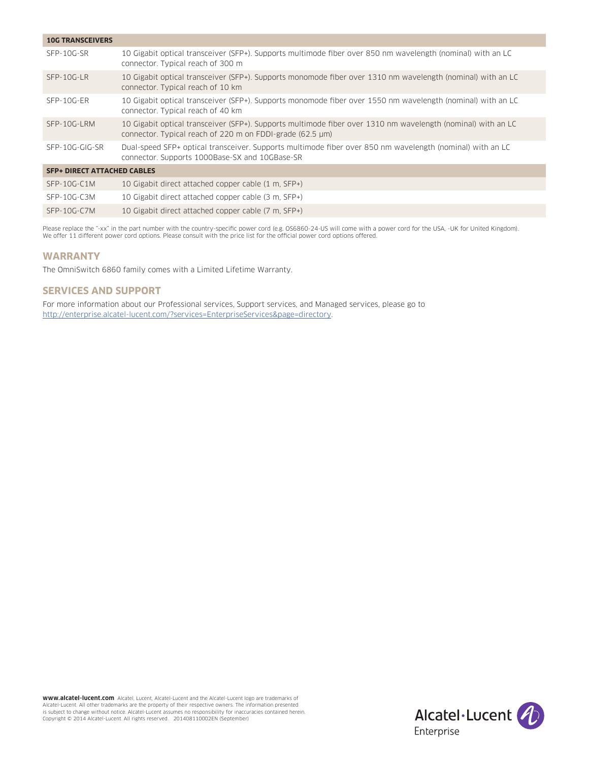| 10G TRANSCEIVERS | |
|---|---|
| SFP-10G-SR | 10 Gigabit optical transceiver (SFP+). Supports multimode fiber over 850 nm wavelength (nominal) with an LC connector. Typical reach of 300 m |
| SFP-10G-LR | 10 Gigabit optical transceiver (SFP+). Supports monomode fiber over 1310 nm wavelength (nominal) with an LC connector. Typical reach of 10 km |
| SFP-10G-ER | 10 Gigabit optical transceiver (SFP+). Supports monomode fiber over 1550 nm wavelength (nominal) with an LC connector. Typical reach of 40 km |
| SFP-10G-LRM | 10 Gigabit optical transceiver (SFP+). Supports multimode fiber over 1310 nm wavelength (nominal) with an LC connector. Typical reach of 220 m on FDDI-grade (62.5 µm) |
| SFP-10G-GIG-SR | Dual-speed SFP+ optical transceiver. Supports multimode fiber over 850 nm wavelength (nominal) with an LC connector. Supports 1000Base-SX and 10GBase-SR |
| **SFP+ DIRECT ATTACHED CABLES** | |
| SFP-10G-C1M | 10 Gigabit direct attached copper cable (1 m, SFP+) |
| SFP-10G-C3M | 10 Gigabit direct attached copper cable (3 m, SFP+) |
| SFP-10G-C7M | 10 Gigabit direct attached copper cable (7 m, SFP+) |

Please replace the "-xx" in the part number with the country-specific power cord (e.g. OS6860-24-US will come with a power cord for the USA, -UK for United Kingdom). We offer 11 different power cord options. Please consult with the price list for the official power cord options offered.

## WARRANTY

The OmniSwitch 6860 family comes with a Limited Lifetime Warranty.

## SERVICES AND SUPPORT

For more information about our Professional services, Support services, and Managed services, please go to http://enterprise.alcatel-lucent.com/?services=EnterpriseServices&page=directory.

**www.alcatel-lucent.com** Alcatel, Lucent, Alcatel-Lucent and the Alcatel-Lucent logo are trademarks of Alcatel-Lucent. All other trademarks are the property of their respective owners. The information presented is subject to change without notice. Alcatel-Lucent assumes no responsibility for inaccuracies contained herein. Copyright © 2014 Alcatel-Lucent. All rights reserved. 201408110002EN (September)

Alcatel·Lucent Enterprise